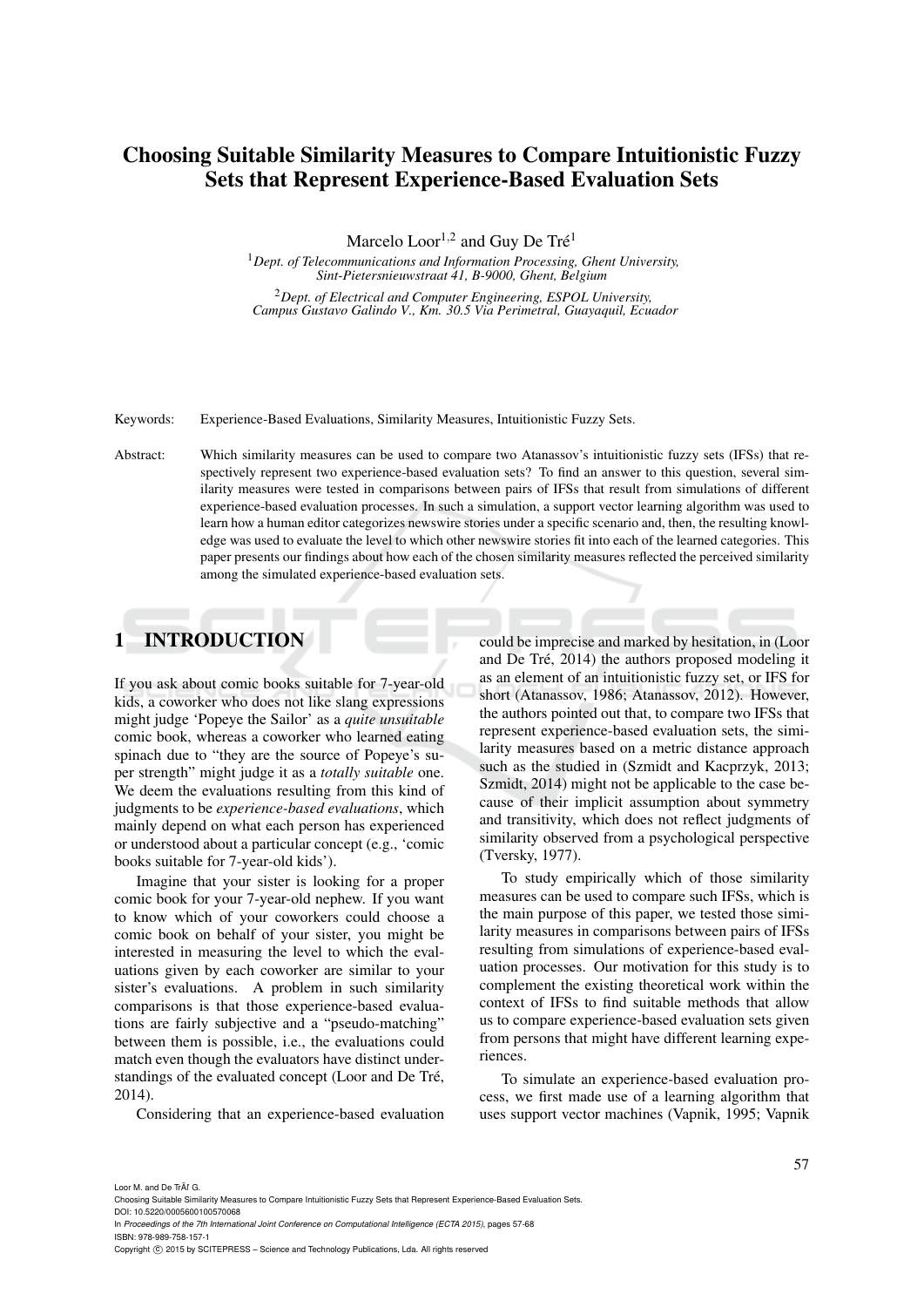# Choosing Suitable Similarity Measures to Compare Intuitionistic Fuzzy Sets that Represent Experience-Based Evaluation Sets

Marcelo Loor[1,2] and Guy De Tré[1]

[1] *Dept. of Telecommunications and Information Processing, Ghent University, Sint-Pietersnieuwstraat 41, B-9000, Ghent, Belgium*

[2] *Dept. of Electrical and Computer Engineering, ESPOL University, Campus Gustavo Galindo V., Km. 30.5 Via Perimetral, Guayaquil, Ecuador*

Keywords: Experience-Based Evaluations, Similarity Measures, Intuitionistic Fuzzy Sets.

Abstract: Which similarity measures can be used to compare two Atanassov's intuitionistic fuzzy sets (IFSs) that respectively represent two experience-based evaluation sets? To find an answer to this question, several similarity measures were tested in comparisons between pairs of IFSs that result from simulations of different experience-based evaluation processes. In such a simulation, a support vector learning algorithm was used to learn how a human editor categorizes newswire stories under a specific scenario and, then, the resulting knowledge was used to evaluate the level to which other newswire stories fit into each of the learned categories. This paper presents our findings about how each of the chosen similarity measures reflected the perceived similarity among the simulated experience-based evaluation sets.

## 1 INTRODUCTION

If you ask about comic books suitable for 7-year-old kids, a coworker who does not like slang expressions might judge 'Popeye the Sailor' as a *quite unsuitable* comic book, whereas a coworker who learned eating spinach due to "they are the source of Popeye's super strength" might judge it as a *totally suitable* one. We deem the evaluations resulting from this kind of judgments to be *experience-based evaluations*, which mainly depend on what each person has experienced or understood about a particular concept (e.g., 'comic books suitable for 7-year-old kids').

Imagine that your sister is looking for a proper comic book for your 7-year-old nephew. If you want to know which of your coworkers could choose a comic book on behalf of your sister, you might be interested in measuring the level to which the evaluations given by each coworker are similar to your sister's evaluations. A problem in such similarity comparisons is that those experience-based evaluations are fairly subjective and a "pseudo-matching" between them is possible, i.e., the evaluations could match even though the evaluators have distinct understandings of the evaluated concept (Loor and De Tré, 2014).

Considering that an experience-based evaluation could be imprecise and marked by hesitation, in (Loor and De Tré, 2014) the authors proposed modeling it as an element of an intuitionistic fuzzy set, or IFS for short (Atanassov, 1986; Atanassov, 2012). However, the authors pointed out that, to compare two IFSs that represent experience-based evaluation sets, the similarity measures based on a metric distance approach such as the studied in (Szmidt and Kacprzyk, 2013; Szmidt, 2014) might not be applicable to the case because of their implicit assumption about symmetry and transitivity, which does not reflect judgments of similarity observed from a psychological perspective (Tversky, 1977).

To study empirically which of those similarity measures can be used to compare such IFSs, which is the main purpose of this paper, we tested those similarity measures in comparisons between pairs of IFSs resulting from simulations of experience-based evaluation processes. Our motivation for this study is to complement the existing theoretical work within the context of IFSs to find suitable methods that allow us to compare experience-based evaluation sets given from persons that might have different learning experiences.

To simulate an experience-based evaluation process, we first made use of a learning algorithm that uses support vector machines (Vapnik, 1995; Vapnik

Loor M. and De TrÃl G.
Choosing Suitable Similarity Measures to Compare Intuitionistic Fuzzy Sets that Represent Experience-Based Evaluation Sets.
DOI: 10.5220/0005600100570068
In *Proceedings of the 7th International Joint Conference on Computational Intelligence (ECTA 2015)*, pages 57-68
ISBN: 978-989-758-157-1
Copyright © 2015 by SCITEPRESS – Science and Technology Publications, Lda. All rights reserved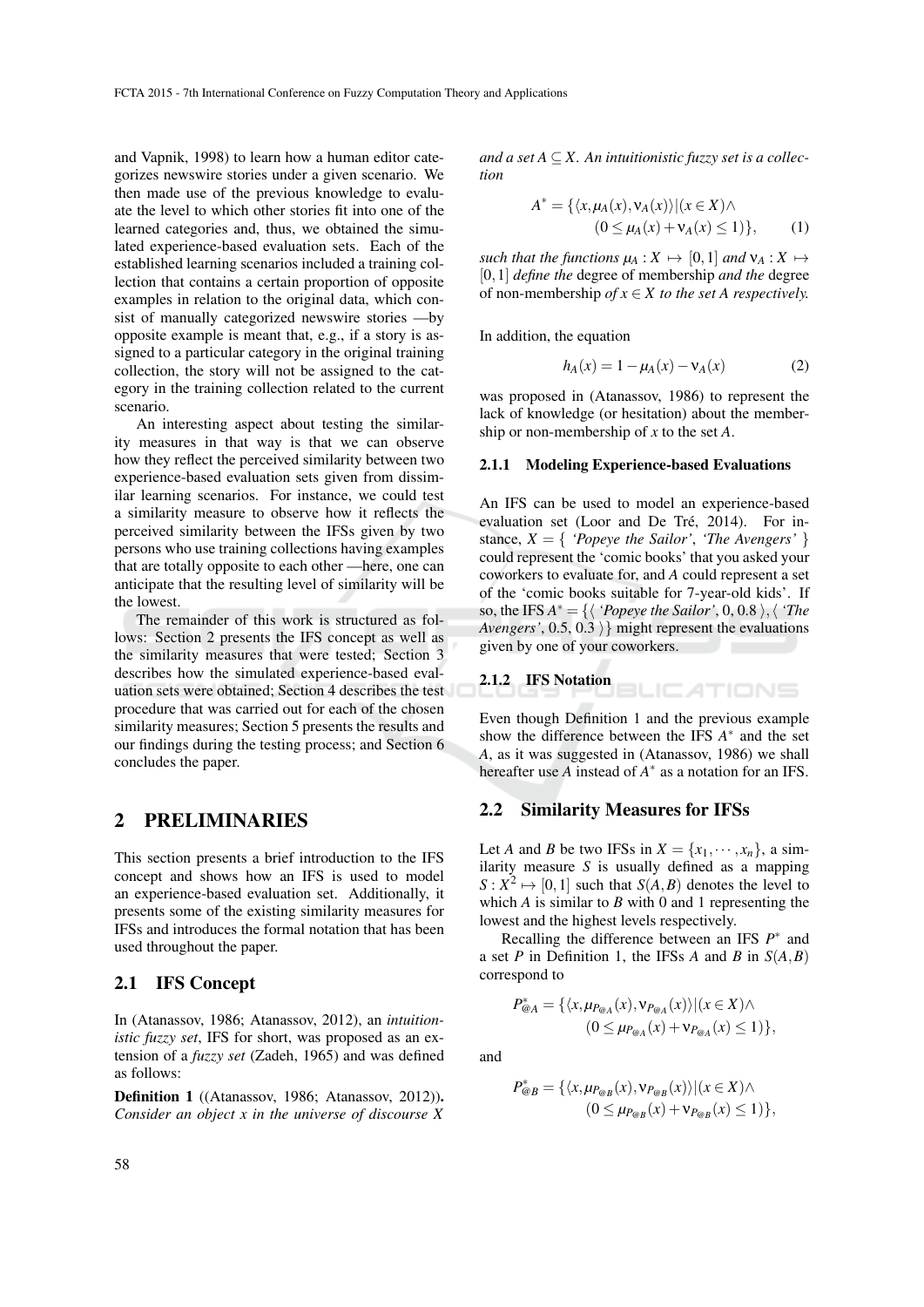and Vapnik, 1998) to learn how a human editor categorizes newswire stories under a given scenario. We then made use of the previous knowledge to evaluate the level to which other stories fit into one of the learned categories and, thus, we obtained the simulated experience-based evaluation sets. Each of the established learning scenarios included a training collection that contains a certain proportion of opposite examples in relation to the original data, which consist of manually categorized newswire stories —by opposite example is meant that, e.g., if a story is assigned to a particular category in the original training collection, the story will not be assigned to the category in the training collection related to the current scenario.

An interesting aspect about testing the similarity measures in that way is that we can observe how they reflect the perceived similarity between two experience-based evaluation sets given from dissimilar learning scenarios. For instance, we could test a similarity measure to observe how it reflects the perceived similarity between the IFSs given by two persons who use training collections having examples that are totally opposite to each other —here, one can anticipate that the resulting level of similarity will be the lowest.

The remainder of this work is structured as follows: Section 2 presents the IFS concept as well as the similarity measures that were tested; Section 3 describes how the simulated experience-based evaluation sets were obtained; Section 4 describes the test procedure that was carried out for each of the chosen similarity measures; Section 5 presents the results and our findings during the testing process; and Section 6 concludes the paper.

## 2 PRELIMINARIES

This section presents a brief introduction to the IFS concept and shows how an IFS is used to model an experience-based evaluation set. Additionally, it presents some of the existing similarity measures for IFSs and introduces the formal notation that has been used throughout the paper.

### 2.1 IFS Concept

In (Atanassov, 1986; Atanassov, 2012), an *intuitionistic fuzzy set*, IFS for short, was proposed as an extension of a *fuzzy set* (Zadeh, 1965) and was defined as follows:

**Definition 1** ((Atanassov, 1986; Atanassov, 2012)). *Consider an object $x$ in the universe of discourse $X$ and a set $A \subseteq X$. An intuitionistic fuzzy set is a collection*

$$A^* = \{\langle x, \mu_A(x), \nu_A(x)\rangle | (x \in X) \wedge (0 \leq \mu_A(x) + \nu_A(x) \leq 1)\}, \tag{1}$$

*such that the functions $\mu_A : X \mapsto [0,1]$ and $\nu_A : X \mapsto [0,1]$ define the* degree of membership *and the* degree of non-membership *of $x \in X$ to the set $A$ respectively.*

In addition, the equation

$$h_A(x) = 1 - \mu_A(x) - \nu_A(x) \tag{2}$$

was proposed in (Atanassov, 1986) to represent the lack of knowledge (or hesitation) about the membership or non-membership of $x$ to the set $A$.

#### 2.1.1 Modeling Experience-based Evaluations

An IFS can be used to model an experience-based evaluation set (Loor and De Tré, 2014). For instance, $X = \{$ *'Popeye the Sailor'*, *'The Avengers'* $\}$ could represent the 'comic books' that you asked your coworkers to evaluate for, and $A$ could represent a set of the 'comic books suitable for 7-year-old kids'. If so, the IFS $A^* = \{\langle$ *'Popeye the Sailor'*, $0, 0.8 \rangle, \langle$ *'The Avengers'*, $0.5, 0.3 \rangle\}$ might represent the evaluations given by one of your coworkers.

#### 2.1.2 IFS Notation

Even though Definition 1 and the previous example show the difference between the IFS $A^*$ and the set $A$, as it was suggested in (Atanassov, 1986) we shall hereafter use $A$ instead of $A^*$ as a notation for an IFS.

### 2.2 Similarity Measures for IFSs

Let $A$ and $B$ be two IFSs in $X = \{x_1, \cdots, x_n\}$, a similarity measure $S$ is usually defined as a mapping $S : X^2 \mapsto [0,1]$ such that $S(A,B)$ denotes the level to which $A$ is similar to $B$ with 0 and 1 representing the lowest and the highest levels respectively.

Recalling the difference between an IFS $P^*$ and a set $P$ in Definition 1, the IFSs $A$ and $B$ in $S(A,B)$ correspond to

$$P^*_{@A} = \{\langle x, \mu_{P_{@A}}(x), \nu_{P_{@A}}(x)\rangle | (x \in X) \wedge (0 \leq \mu_{P_{@A}}(x) + \nu_{P_{@A}}(x) \leq 1)\},$$

and

$$P^*_{@B} = \{\langle x, \mu_{P_{@B}}(x), \nu_{P_{@B}}(x)\rangle | (x \in X) \wedge (0 \leq \mu_{P_{@B}}(x) + \nu_{P_{@B}}(x) \leq 1)\},$$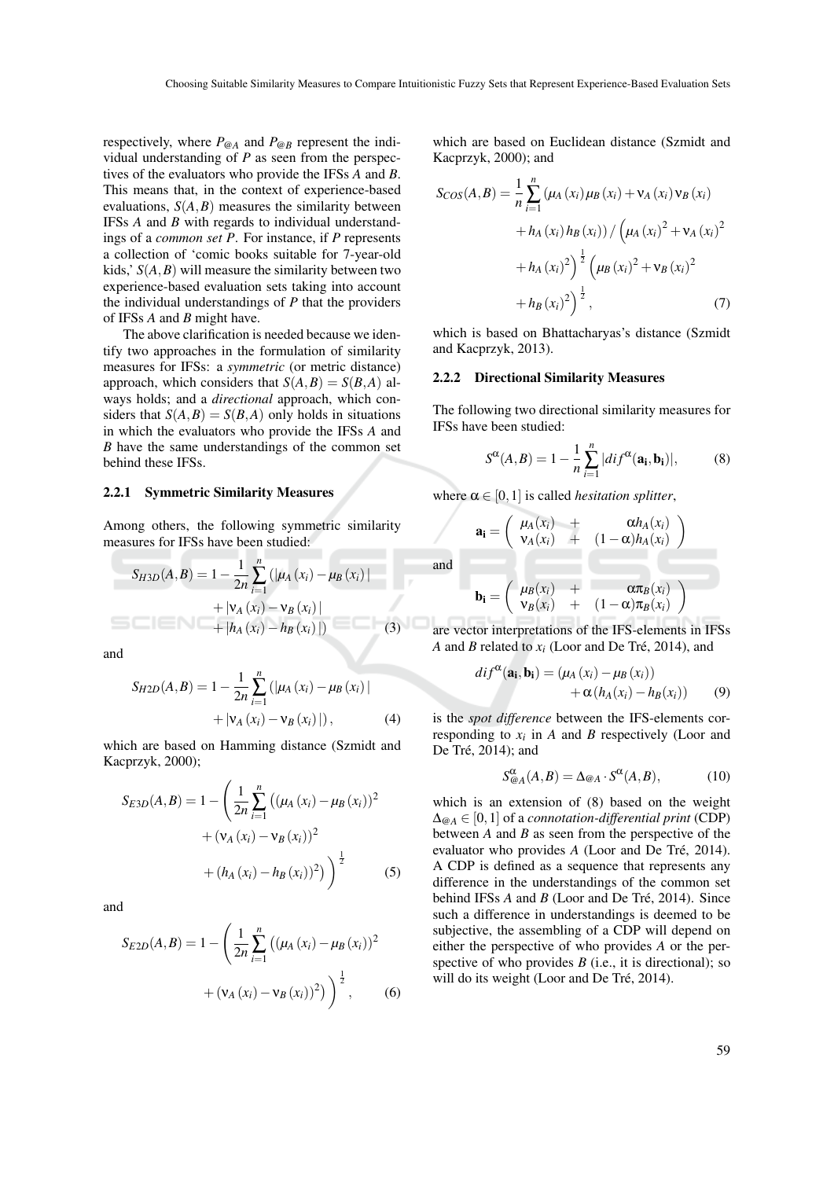respectively, where $P_{@A}$ and $P_{@B}$ represent the individual understanding of $P$ as seen from the perspectives of the evaluators who provide the IFSs $A$ and $B$. This means that, in the context of experience-based evaluations, $S(A,B)$ measures the similarity between IFSs $A$ and $B$ with regards to individual understandings of a *common set* $P$. For instance, if $P$ represents a collection of 'comic books suitable for 7-year-old kids,' $S(A,B)$ will measure the similarity between two experience-based evaluation sets taking into account the individual understandings of $P$ that the providers of IFSs $A$ and $B$ might have.

The above clarification is needed because we identify two approaches in the formulation of similarity measures for IFSs: a *symmetric* (or metric distance) approach, which considers that $S(A,B) = S(B,A)$ always holds; and a *directional* approach, which considers that $S(A,B) = S(B,A)$ only holds in situations in which the evaluators who provide the IFSs $A$ and $B$ have the same understandings of the common set behind these IFSs.

### 2.2.1 Symmetric Similarity Measures

Among others, the following symmetric similarity measures for IFSs have been studied:

$$S_{H3D}(A,B) = 1 - \frac{1}{2n}\sum_{i=1}^{n}\left(|\mu_A(x_i) - \mu_B(x_i)| + |\nu_A(x_i) - \nu_B(x_i)| + |h_A(x_i) - h_B(x_i)|\right) \tag{3}$$

and

$$S_{H2D}(A,B) = 1 - \frac{1}{2n}\sum_{i=1}^{n}\left(|\mu_A(x_i) - \mu_B(x_i)| + |\nu_A(x_i) - \nu_B(x_i)|\right), \tag{4}$$

which are based on Hamming distance (Szmidt and Kacprzyk, 2000);

$$S_{E3D}(A,B) = 1 - \left(\frac{1}{2n}\sum_{i=1}^{n}\left((\mu_A(x_i) - \mu_B(x_i))^2 + (\nu_A(x_i) - \nu_B(x_i))^2 + (h_A(x_i) - h_B(x_i))^2\right)\right)^{\frac{1}{2}} \tag{5}$$

and

$$S_{E2D}(A,B) = 1 - \left(\frac{1}{2n}\sum_{i=1}^{n}\left((\mu_A(x_i) - \mu_B(x_i))^2 + (\nu_A(x_i) - \nu_B(x_i))^2\right)\right)^{\frac{1}{2}}, \tag{6}$$

which are based on Euclidean distance (Szmidt and Kacprzyk, 2000); and

$$S_{COS}(A,B) = \frac{1}{n}\sum_{i=1}^{n}\left(\mu_A(x_i)\mu_B(x_i) + \nu_A(x_i)\nu_B(x_i) + h_A(x_i)h_B(x_i)\right) / \left(\mu_A(x_i)^2 + \nu_A(x_i)^2 + h_A(x_i)^2\right)^{\frac{1}{2}}\left(\mu_B(x_i)^2 + \nu_B(x_i)^2 + h_B(x_i)^2\right)^{\frac{1}{2}}, \tag{7}$$

which is based on Bhattacharyas's distance (Szmidt and Kacprzyk, 2013).

### 2.2.2 Directional Similarity Measures

The following two directional similarity measures for IFSs have been studied:

$$S^{\alpha}(A,B) = 1 - \frac{1}{n}\sum_{i=1}^{n}|dif^{\alpha}(\mathbf{a_i}, \mathbf{b_i})|, \tag{8}$$

where $\alpha \in [0,1]$ is called *hesitation splitter*,

$$\mathbf{a_i} = \begin{pmatrix} \mu_A(x_i) & + & \alpha h_A(x_i) \\ \nu_A(x_i) & + & (1-\alpha)h_A(x_i) \end{pmatrix}$$

and

$$\mathbf{b_i} = \begin{pmatrix} \mu_B(x_i) & + & \alpha \pi_B(x_i) \\ \nu_B(x_i) & + & (1-\alpha)\pi_B(x_i) \end{pmatrix}$$

are vector interpretations of the IFS-elements in IFSs $A$ and $B$ related to $x_i$ (Loor and De Tré, 2014), and

$$dif^{\alpha}(\mathbf{a_i}, \mathbf{b_i}) = (\mu_A(x_i) - \mu_B(x_i)) + \alpha(h_A(x_i) - h_B(x_i)) \tag{9}$$

is the *spot difference* between the IFS-elements corresponding to $x_i$ in $A$ and $B$ respectively (Loor and De Tré, 2014); and

$$S^{\alpha}_{@A}(A,B) = \Delta_{@A} \cdot S^{\alpha}(A,B), \tag{10}$$

which is an extension of (8) based on the weight $\Delta_{@A} \in [0,1]$ of a *connotation-differential print* (CDP) between $A$ and $B$ as seen from the perspective of the evaluator who provides $A$ (Loor and De Tré, 2014). A CDP is defined as a sequence that represents any difference in the understandings of the common set behind IFSs $A$ and $B$ (Loor and De Tré, 2014). Since such a difference in understandings is deemed to be subjective, the assembling of a CDP will depend on either the perspective of who provides $A$ or the perspective of who provides $B$ (i.e., it is directional); so will do its weight (Loor and De Tré, 2014).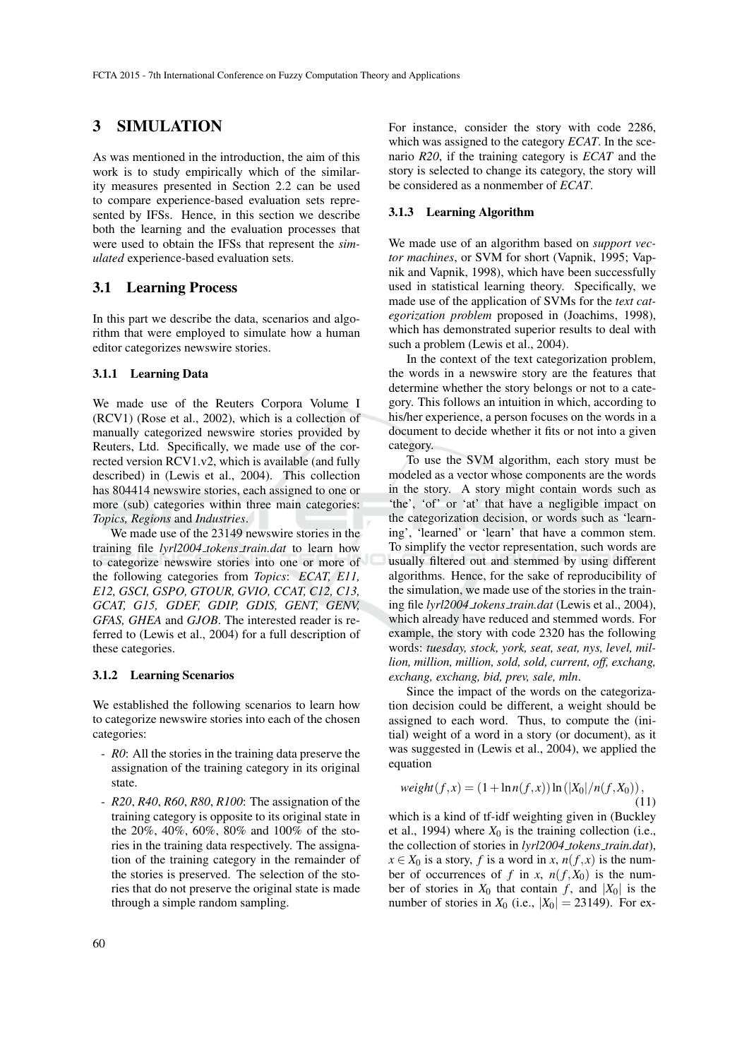## 3 SIMULATION

As was mentioned in the introduction, the aim of this work is to study empirically which of the similarity measures presented in Section 2.2 can be used to compare experience-based evaluation sets represented by IFSs. Hence, in this section we describe both the learning and the evaluation processes that were used to obtain the IFSs that represent the *simulated* experience-based evaluation sets.

### 3.1 Learning Process

In this part we describe the data, scenarios and algorithm that were employed to simulate how a human editor categorizes newswire stories.

#### 3.1.1 Learning Data

We made use of the Reuters Corpora Volume I (RCV1) (Rose et al., 2002), which is a collection of manually categorized newswire stories provided by Reuters, Ltd. Specifically, we made use of the corrected version RCV1.v2, which is available (and fully described) in (Lewis et al., 2004). This collection has 804414 newswire stories, each assigned to one or more (sub) categories within three main categories: *Topics, Regions* and *Industries*.

We made use of the 23149 newswire stories in the training file *lyrl2004_tokens_train.dat* to learn how to categorize newswire stories into one or more of the following categories from *Topics*: *ECAT, E11, E12, GSCI, GSPO, GTOUR, GVIO, CCAT, C12, C13, GCAT, G15, GDEF, GDIP, GDIS, GENT, GENV, GFAS, GHEA* and *GJOB*. The interested reader is referred to (Lewis et al., 2004) for a full description of these categories.

#### 3.1.2 Learning Scenarios

We established the following scenarios to learn how to categorize newswire stories into each of the chosen categories:

- *R0*: All the stories in the training data preserve the assignation of the training category in its original state.
- *R20*, *R40*, *R60*, *R80*, *R100*: The assignation of the training category is opposite to its original state in the 20%, 40%, 60%, 80% and 100% of the stories in the training data respectively. The assignation of the training category in the remainder of the stories is preserved. The selection of the stories that do not preserve the original state is made through a simple random sampling.

For instance, consider the story with code 2286, which was assigned to the category *ECAT*. In the scenario *R20*, if the training category is *ECAT* and the story is selected to change its category, the story will be considered as a nonmember of *ECAT*.

#### 3.1.3 Learning Algorithm

We made use of an algorithm based on *support vector machines*, or SVM for short (Vapnik, 1995; Vapnik and Vapnik, 1998), which have been successfully used in statistical learning theory. Specifically, we made use of the application of SVMs for the *text categorization problem* proposed in (Joachims, 1998), which has demonstrated superior results to deal with such a problem (Lewis et al., 2004).

In the context of the text categorization problem, the words in a newswire story are the features that determine whether the story belongs or not to a category. This follows an intuition in which, according to his/her experience, a person focuses on the words in a document to decide whether it fits or not into a given category.

To use the SVM algorithm, each story must be modeled as a vector whose components are the words in the story. A story might contain words such as 'the', 'of' or 'at' that have a negligible impact on the categorization decision, or words such as 'learning', 'learned' or 'learn' that have a common stem. To simplify the vector representation, such words are usually filtered out and stemmed by using different algorithms. Hence, for the sake of reproducibility of the simulation, we made use of the stories in the training file *lyrl2004_tokens_train.dat* (Lewis et al., 2004), which already have reduced and stemmed words. For example, the story with code 2320 has the following words: *tuesday, stock, york, seat, seat, nys, level, million, million, million, sold, sold, current, off, exchang, exchang, exchang, bid, prev, sale, mln*.

Since the impact of the words on the categorization decision could be different, a weight should be assigned to each word. Thus, to compute the (initial) weight of a word in a story (or document), as it was suggested in (Lewis et al., 2004), we applied the equation

$$weight(f,x) = (1 + \ln n(f,x)) \ln(|X_0|/n(f,X_0)), \tag{11}$$

which is a kind of tf-idf weighting given in (Buckley et al., 1994) where $X_0$ is the training collection (i.e., the collection of stories in *lyrl2004_tokens_train.dat*), $x \in X_0$ is a story, $f$ is a word in $x$, $n(f,x)$ is the number of occurrences of $f$ in $x$, $n(f,X_0)$ is the number of stories in $X_0$ that contain $f$, and $|X_0|$ is the number of stories in $X_0$ (i.e., $|X_0| = 23149$). For ex-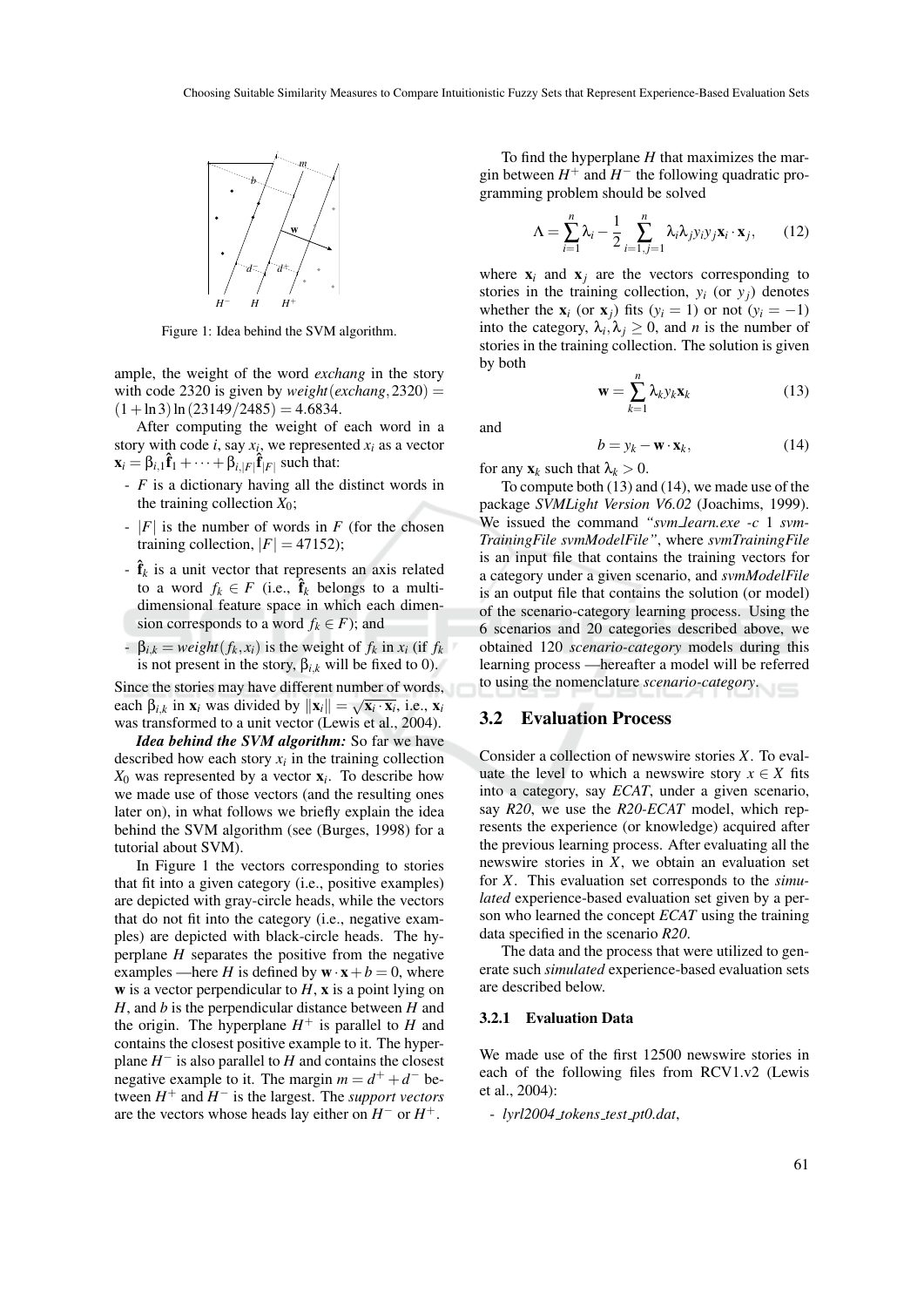Figure 1: Idea behind the SVM algorithm.

ample, the weight of the word *exchang* in the story with code 2320 is given by $weight(exchang, 2320) = (1 + \ln 3)\ln(23149/2485) = 4.6834$.

After computing the weight of each word in a story with code $i$, say $x_i$, we represented $x_i$ as a vector $\mathbf{x}_i = \beta_{i,1}\hat{\mathbf{f}}_1 + \cdots + \beta_{i,|F|}\hat{\mathbf{f}}_{|F|}$ such that:

- $F$ is a dictionary having all the distinct words in the training collection $X_0$;
- $|F|$ is the number of words in $F$ (for the chosen training collection, $|F| = 47152$);
- $\hat{\mathbf{f}}_k$ is a unit vector that represents an axis related to a word $f_k \in F$ (i.e., $\hat{\mathbf{f}}_k$ belongs to a multi-dimensional feature space in which each dimension corresponds to a word $f_k \in F$); and
- $\beta_{i,k} = weight(f_k, x_i)$ is the weight of $f_k$ in $x_i$ (if $f_k$ is not present in the story, $\beta_{i,k}$ will be fixed to 0).

Since the stories may have different number of words, each $\beta_{i,k}$ in $\mathbf{x}_i$ was divided by $\|\mathbf{x}_i\| = \sqrt{\mathbf{x}_i \cdot \mathbf{x}_i}$, i.e., $\mathbf{x}_i$ was transformed to a unit vector (Lewis et al., 2004).

***Idea behind the SVM algorithm:*** So far we have described how each story $x_i$ in the training collection $X_0$ was represented by a vector $\mathbf{x}_i$. To describe how we made use of those vectors (and the resulting ones later on), in what follows we briefly explain the idea behind the SVM algorithm (see (Burges, 1998) for a tutorial about SVM).

In Figure 1 the vectors corresponding to stories that fit into a given category (i.e., positive examples) are depicted with gray-circle heads, while the vectors that do not fit into the category (i.e., negative examples) are depicted with black-circle heads. The hyperplane $H$ separates the positive from the negative examples —here $H$ is defined by $\mathbf{w} \cdot \mathbf{x} + b = 0$, where $\mathbf{w}$ is a vector perpendicular to $H$, $\mathbf{x}$ is a point lying on $H$, and $b$ is the perpendicular distance between $H$ and the origin. The hyperplane $H^+$ is parallel to $H$ and contains the closest positive example to it. The hyperplane $H^-$ is also parallel to $H$ and contains the closest negative example to it. The margin $m = d^+ + d^-$ between $H^+$ and $H^-$ is the largest. The *support vectors* are the vectors whose heads lay either on $H^-$ or $H^+$.

To find the hyperplane $H$ that maximizes the margin between $H^+$ and $H^-$ the following quadratic programming problem should be solved

$$\Lambda = \sum_{i=1}^{n} \lambda_i - \frac{1}{2} \sum_{i=1,j=1}^{n} \lambda_i \lambda_j y_i y_j \mathbf{x}_i \cdot \mathbf{x}_j, \qquad (12)$$

where $\mathbf{x}_i$ and $\mathbf{x}_j$ are the vectors corresponding to stories in the training collection, $y_i$ (or $y_j$) denotes whether the $\mathbf{x}_i$ (or $\mathbf{x}_j$) fits ($y_i = 1$) or not ($y_i = -1$) into the category, $\lambda_i, \lambda_j \geq 0$, and $n$ is the number of stories in the training collection. The solution is given by both

$$\mathbf{w} = \sum_{k=1}^{n} \lambda_k y_k \mathbf{x}_k \qquad (13)$$

and

$$b = y_k - \mathbf{w} \cdot \mathbf{x}_k, \qquad (14)$$

for any $\mathbf{x}_k$ such that $\lambda_k > 0$.

To compute both (13) and (14), we made use of the package *SVMLight Version V6.02* (Joachims, 1999). We issued the command *"svm_learn.exe -c 1 svmTrainingFile svmModelFile"*, where *svmTrainingFile* is an input file that contains the training vectors for a category under a given scenario, and *svmModelFile* is an output file that contains the solution (or model) of the scenario-category learning process. Using the 6 scenarios and 20 categories described above, we obtained 120 *scenario-category* models during this learning process —hereafter a model will be referred to using the nomenclature *scenario-category*.

## 3.2 Evaluation Process

Consider a collection of newswire stories $X$. To evaluate the level to which a newswire story $x \in X$ fits into a category, say *ECAT*, under a given scenario, say *R20*, we use the *R20-ECAT* model, which represents the experience (or knowledge) acquired after the previous learning process. After evaluating all the newswire stories in $X$, we obtain an evaluation set for $X$. This evaluation set corresponds to the *simulated* experience-based evaluation set given by a person who learned the concept *ECAT* using the training data specified in the scenario *R20*.

The data and the process that were utilized to generate such *simulated* experience-based evaluation sets are described below.

### 3.2.1 Evaluation Data

We made use of the first 12500 newswire stories in each of the following files from RCV1.v2 (Lewis et al., 2004):

- *lyrl2004_tokens_test_pt0.dat*,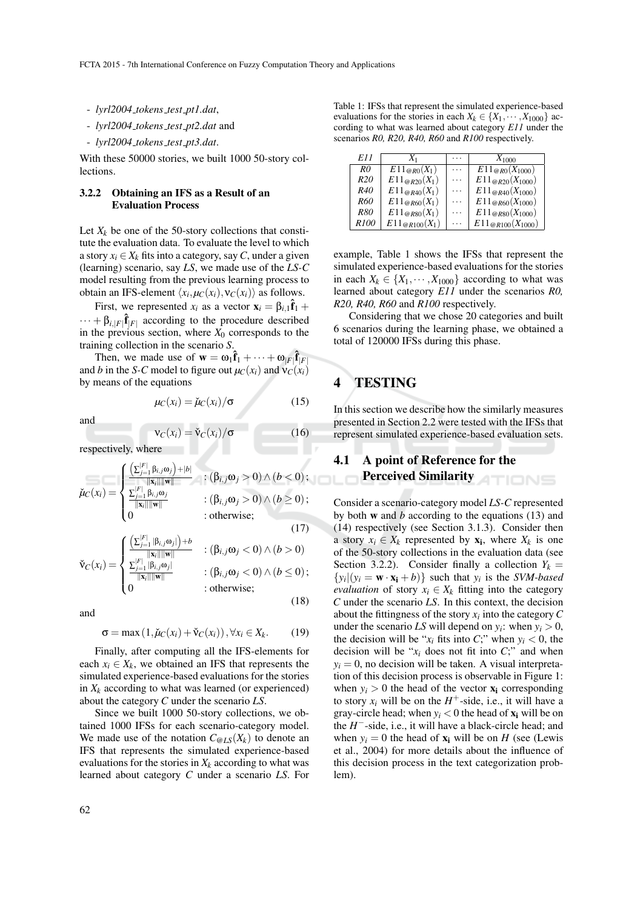- *lyrl2004_tokens_test_pt1.dat*,
- *lyrl2004_tokens_test_pt2.dat* and
- *lyrl2004_tokens_test_pt3.dat*.

With these 50000 stories, we built 1000 50-story collections.

#### 3.2.2 Obtaining an IFS as a Result of an Evaluation Process

Let $X_k$ be one of the 50-story collections that constitute the evaluation data. To evaluate the level to which a story $x_i \in X_k$ fits into a category, say $C$, under a given (learning) scenario, say *LS*, we made use of the *LS-C* model resulting from the previous learning process to obtain an IFS-element $\langle x_i, \mu_C(x_i), \nu_C(x_i)\rangle$ as follows.

First, we represented $x_i$ as a vector $\mathbf{x}_i = \beta_{i,1}\hat{\mathbf{f}}_1 + \cdots + \beta_{i,|F|}\hat{\mathbf{f}}_{|F|}$ according to the procedure described in the previous section, where $X_0$ corresponds to the training collection in the scenario $S$.

Then, we made use of $\mathbf{w} = \omega_1\hat{\mathbf{f}}_1 + \cdots + \omega_{|F|}\hat{\mathbf{f}}_{|F|}$ and $b$ in the *S-C* model to figure out $\mu_C(x_i)$ and $\nu_C(x_i)$ by means of the equations

$$\mu_C(x_i) = \check{\mu}_C(x_i)/\sigma \tag{15}$$

and

$$\nu_C(x_i) = \check{\nu}_C(x_i)/\sigma \tag{16}$$

respectively, where

$$\check{\mu}_C(x_i) = \begin{cases} \frac{\left(\sum_{j=1}^{|F|}\beta_{i,j}\omega_j\right)+|b|}{\|\mathbf{x}_i\|\|\mathbf{w}\|} & : (\beta_{i,j}\omega_j > 0) \wedge (b < 0); \\ \frac{\sum_{j=1}^{|F|}\beta_{i,j}\omega_j}{\|\mathbf{x}_i\|\|\mathbf{w}\|} & : (\beta_{i,j}\omega_j > 0) \wedge (b \geq 0); \\ 0 & : \text{otherwise}; \end{cases} \tag{17}$$

$$\check{\nu}_C(x_i) = \begin{cases} \frac{\left(\sum_{j=1}^{|F|}|\beta_{i,j}\omega_j|\right)+b}{\|\mathbf{x}_i\|\|\mathbf{w}\|} & : (\beta_{i,j}\omega_j < 0) \wedge (b > 0) \\ \frac{\sum_{j=1}^{|F|}|\beta_{i,j}\omega_j|}{\|\mathbf{x}_i\|\|\mathbf{w}\|} & : (\beta_{i,j}\omega_j < 0) \wedge (b \leq 0); \\ 0 & : \text{otherwise}; \end{cases} \tag{18}$$

and

$$\sigma = \max\left(1, \check{\mu}_C(x_i) + \check{\nu}_C(x_i)\right), \forall x_i \in X_k. \tag{19}$$

Finally, after computing all the IFS-elements for each $x_i \in X_k$, we obtained an IFS that represents the simulated experience-based evaluations for the stories in $X_k$ according to what was learned (or experienced) about the category $C$ under the scenario *LS*.

Since we built 1000 50-story collections, we obtained 1000 IFSs for each scenario-category model. We made use of the notation $C_{@LS}(X_k)$ to denote an IFS that represents the simulated experience-based evaluations for the stories in $X_k$ according to what was learned about category $C$ under a scenario *LS*. For example, Table 1 shows the IFSs that represent the simulated experience-based evaluations for the stories in each $X_k \in \{X_1, \cdots, X_{1000}\}$ according to what was learned about category *E11* under the scenarios *R0, R20, R40, R60* and *R100* respectively.

Table 1: IFSs that represent the simulated experience-based evaluations for the stories in each $X_k \in \{X_1, \cdots, X_{1000}\}$ according to what was learned about category *E11* under the scenarios *R0, R20, R40, R60* and *R100* respectively.

| *E11* | $X_1$ | $\cdots$ | $X_{1000}$ |
|---|---|---|---|
| *R0* | $E11_{@R0}(X_1)$ | $\cdots$ | $E11_{@R0}(X_{1000})$ |
| *R20* | $E11_{@R20}(X_1)$ | $\cdots$ | $E11_{@R20}(X_{1000})$ |
| *R40* | $E11_{@R40}(X_1)$ | $\cdots$ | $E11_{@R40}(X_{1000})$ |
| *R60* | $E11_{@R60}(X_1)$ | $\cdots$ | $E11_{@R60}(X_{1000})$ |
| *R80* | $E11_{@R80}(X_1)$ | $\cdots$ | $E11_{@R80}(X_{1000})$ |
| *R100* | $E11_{@R100}(X_1)$ | $\cdots$ | $E11_{@R100}(X_{1000})$ |

Considering that we chose 20 categories and built 6 scenarios during the learning phase, we obtained a total of 120000 IFSs during this phase.

## 4 TESTING

In this section we describe how the similarly measures presented in Section 2.2 were tested with the IFSs that represent simulated experience-based evaluation sets.

### 4.1 A point of Reference for the Perceived Similarity

Consider a scenario-category model *LS-C* represented by both $\mathbf{w}$ and $b$ according to the equations (13) and (14) respectively (see Section 3.1.3). Consider then a story $x_i \in X_k$ represented by $\mathbf{x_i}$, where $X_k$ is one of the 50-story collections in the evaluation data (see Section 3.2.2). Consider finally a collection $Y_k = \{y_i | (y_i = \mathbf{w} \cdot \mathbf{x_i} + b)\}$ such that $y_i$ is the *SVM-based evaluation* of story $x_i \in X_k$ fitting into the category $C$ under the scenario *LS*. In this context, the decision about the fittingness of the story $x_i$ into the category $C$ under the scenario *LS* will depend on $y_i$: when $y_i > 0$, the decision will be "$x_i$ fits into $C$;" when $y_i < 0$, the decision will be "$x_i$ does not fit into $C$;" and when $y_i = 0$, no decision will be taken. A visual interpretation of this decision process is observable in Figure 1: when $y_i > 0$ the head of the vector $\mathbf{x_i}$ corresponding to story $x_i$ will be on the $H^+$-side, i.e., it will have a gray-circle head; when $y_i < 0$ the head of $\mathbf{x_i}$ will be on the $H^-$-side, i.e., it will have a black-circle head; and when $y_i = 0$ the head of $\mathbf{x_i}$ will be on $H$ (see (Lewis et al., 2004) for more details about the influence of this decision process in the text categorization problem).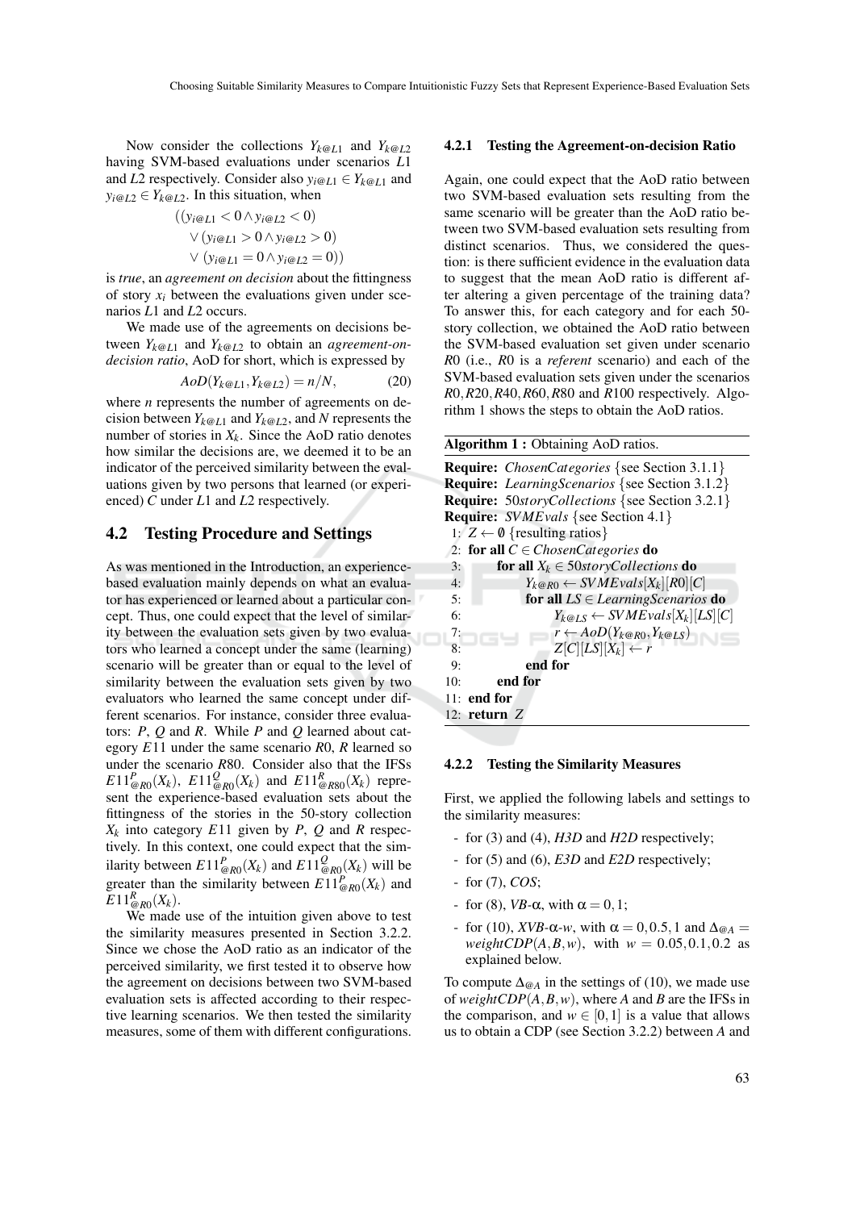Now consider the collections $Y_{k@L1}$ and $Y_{k@L2}$ having SVM-based evaluations under scenarios $L1$ and $L2$ respectively. Consider also $y_{i@L1} \in Y_{k@L1}$ and $y_{i@L2} \in Y_{k@L2}$. In this situation, when

$$((y_{i@L1} < 0 \wedge y_{i@L2} < 0) \\ \vee (y_{i@L1} > 0 \wedge y_{i@L2} > 0) \\ \vee (y_{i@L1} = 0 \wedge y_{i@L2} = 0))$$

is *true*, an *agreement on decision* about the fittingness of story $x_i$ between the evaluations given under scenarios $L1$ and $L2$ occurs.

We made use of the agreements on decisions between $Y_{k@L1}$ and $Y_{k@L2}$ to obtain an *agreement-on-decision ratio*, AoD for short, which is expressed by

$$AoD(Y_{k@L1}, Y_{k@L2}) = n/N, \tag{20}$$

where $n$ represents the number of agreements on decision between $Y_{k@L1}$ and $Y_{k@L2}$, and $N$ represents the number of stories in $X_k$. Since the AoD ratio denotes how similar the decisions are, we deemed it to be an indicator of the perceived similarity between the evaluations given by two persons that learned (or experienced) $C$ under $L1$ and $L2$ respectively.

## 4.2 Testing Procedure and Settings

As was mentioned in the Introduction, an experience-based evaluation mainly depends on what an evaluator has experienced or learned about a particular concept. Thus, one could expect that the level of similarity between the evaluation sets given by two evaluators who learned a concept under the same (learning) scenario will be greater than or equal to the level of similarity between the evaluation sets given by two evaluators who learned the same concept under different scenarios. For instance, consider three evaluators: $P$, $Q$ and $R$. While $P$ and $Q$ learned about category $E11$ under the same scenario $R0$, $R$ learned so under the scenario $R80$. Consider also that the IFSs $E11^{P}_{@R0}(X_k)$, $E11^{Q}_{@R0}(X_k)$ and $E11^{R}_{@R80}(X_k)$ represent the experience-based evaluation sets about the fittingness of the stories in the 50-story collection $X_k$ into category $E11$ given by $P$, $Q$ and $R$ respectively. In this context, one could expect that the similarity between $E11^{P}_{@R0}(X_k)$ and $E11^{Q}_{@R0}(X_k)$ will be greater than the similarity between $E11^{P}_{@R0}(X_k)$ and $E11^{R}_{@R0}(X_k)$.

We made use of the intuition given above to test the similarity measures presented in Section 3.2.2. Since we chose the AoD ratio as an indicator of the perceived similarity, we first tested it to observe how the agreement on decisions between two SVM-based evaluation sets is affected according to their respective learning scenarios. We then tested the similarity measures, some of them with different configurations.

### 4.2.1 Testing the Agreement-on-decision Ratio

Again, one could expect that the AoD ratio between two SVM-based evaluation sets resulting from the same scenario will be greater than the AoD ratio between two SVM-based evaluation sets resulting from distinct scenarios. Thus, we considered the question: is there sufficient evidence in the evaluation data to suggest that the mean AoD ratio is different after altering a given percentage of the training data? To answer this, for each category and for each 50-story collection, we obtained the AoD ratio between the SVM-based evaluation set given under scenario $R0$ (i.e., $R0$ is a *referent* scenario) and each of the SVM-based evaluation sets given under the scenarios $R0, R20, R40, R60, R80$ and $R100$ respectively. Algorithm 1 shows the steps to obtain the AoD ratios.

**Algorithm 1 :** Obtaining AoD ratios.

```
Require: ChosenCategories {see Section 3.1.1}
Require: LearningScenarios {see Section 3.1.2}
Require: 50storyCollections {see Section 3.2.1}
Require: SVMEvals {see Section 4.1}
1: Z ← ∅ {resulting ratios}
2: for all C ∈ ChosenCategories do
3:     for all X_k ∈ 50storyCollections do
4:         Y_k@R0 ← SVMEvals[X_k][R0][C]
5:         for all LS ∈ LearningScenarios do
6:             Y_k@LS ← SVMEvals[X_k][LS][C]
7:             r ← AoD(Y_k@R0, Y_k@LS)
8:             Z[C][LS][X_k] ← r
9:         end for
10:    end for
11: end for
12: return Z
```

### 4.2.2 Testing the Similarity Measures

First, we applied the following labels and settings to the similarity measures:

- for (3) and (4), *H3D* and *H2D* respectively;
- for (5) and (6), *E3D* and *E2D* respectively;
- for (7), *COS*;
- for (8), *VB*-$\alpha$, with $\alpha = 0, 1$;
- for (10), *XVB*-$\alpha$-*w*, with $\alpha = 0, 0.5, 1$ and $\Delta_{@A} = weightCDP(A, B, w)$, with $w = 0.05, 0.1, 0.2$ as explained below.

To compute $\Delta_{@A}$ in the settings of (10), we made use of $weightCDP(A, B, w)$, where $A$ and $B$ are the IFSs in the comparison, and $w \in [0, 1]$ is a value that allows us to obtain a CDP (see Section 3.2.2) between $A$ and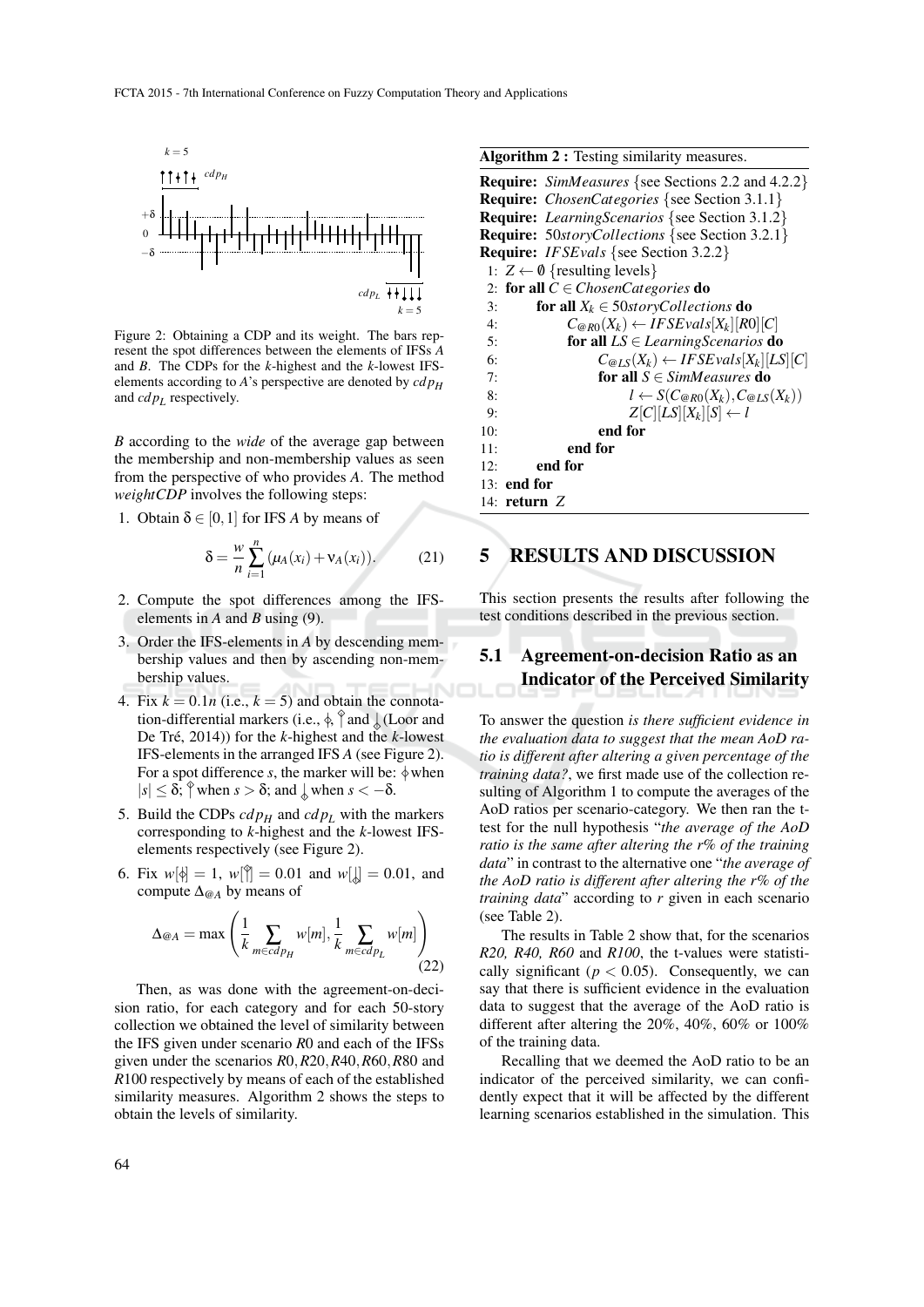Figure 2: Obtaining a CDP and its weight. The bars represent the spot differences between the elements of IFSs $A$ and $B$. The CDPs for the $k$-highest and the $k$-lowest IFS-elements according to $A$'s perspective are denoted by $cdp_H$ and $cdp_L$ respectively.

$B$ according to the *wide* of the average gap between the membership and non-membership values as seen from the perspective of who provides $A$. The method *weightCDP* involves the following steps:

1. Obtain $\delta \in [0,1]$ for IFS $A$ by means of

$$\delta = \frac{w}{n}\sum_{i=1}^{n}(\mu_A(x_i)+\nu_A(x_i)). \quad (21)$$

2. Compute the spot differences among the IFS-elements in $A$ and $B$ using (9).
3. Order the IFS-elements in $A$ by descending membership values and then by ascending non-membership values.
4. Fix $k = 0.1n$ (i.e., $k = 5$) and obtain the connotation-differential markers (i.e., ⸸, ⸸ and ⸸ (Loor and De Tré, 2014)) for the $k$-highest and the $k$-lowest IFS-elements in the arranged IFS $A$ (see Figure 2). For a spot difference $s$, the marker will be: ⸸ when $|s| \leq \delta$; ⸸ when $s > \delta$; and ⸸ when $s < -\delta$.
5. Build the CDPs $cdp_H$ and $cdp_L$ with the markers corresponding to $k$-highest and the $k$-lowest IFS-elements respectively (see Figure 2).
6. Fix $w[⸸] = 1$, $w[⸸] = 0.01$ and $w[⸸] = 0.01$, and compute $\Delta_{@A}$ by means of

$$\Delta_{@A} = \max\left(\frac{1}{k}\sum_{m\in cdp_H} w[m], \frac{1}{k}\sum_{m\in cdp_L} w[m]\right) \quad (22)$$

Then, as was done with the agreement-on-decision ratio, for each category and for each 50-story collection we obtained the level of similarity between the IFS given under scenario $R0$ and each of the IFSs given under the scenarios $R0, R20, R40, R60, R80$ and $R100$ respectively by means of each of the established similarity measures. Algorithm 2 shows the steps to obtain the levels of similarity.

**Algorithm 2 :** Testing similarity measures.

**Require:** *SimMeasures* {see Sections 2.2 and 4.2.2}
**Require:** *ChosenCategories* {see Section 3.1.1}
**Require:** *LearningScenarios* {see Section 3.1.2}
**Require:** *50storyCollections* {see Section 3.2.1}
**Require:** *IFSEvals* {see Section 3.2.2}

```
 1: Z ← ∅ {resulting levels}
 2: for all C ∈ ChosenCategories do
 3:     for all X_k ∈ 50storyCollections do
 4:         C@R0(X_k) ← IFSEvals[X_k][R0][C]
 5:         for all LS ∈ LearningScenarios do
 6:             C@LS(X_k) ← IFSEvals[X_k][LS][C]
 7:             for all S ∈ SimMeasures do
 8:                 l ← S(C@R0(X_k), C@LS(X_k))
 9:                 Z[C][LS][X_k][S] ← l
10:             end for
11:         end for
12:     end for
13: end for
14: return Z
```

# 5 RESULTS AND DISCUSSION

This section presents the results after following the test conditions described in the previous section.

## 5.1 Agreement-on-decision Ratio as an Indicator of the Perceived Similarity

To answer the question *is there sufficient evidence in the evaluation data to suggest that the mean AoD ratio is different after altering a given percentage of the training data?*, we first made use of the collection resulting of Algorithm 1 to compute the averages of the AoD ratios per scenario-category. We then ran the t-test for the null hypothesis "*the average of the AoD ratio is the same after altering the r% of the training data*" in contrast to the alternative one "*the average of the AoD ratio is different after altering the r% of the training data*" according to $r$ given in each scenario (see Table 2).

The results in Table 2 show that, for the scenarios *R20, R40, R60* and *R100*, the t-values were statistically significant ($p < 0.05$). Consequently, we can say that there is sufficient evidence in the evaluation data to suggest that the average of the AoD ratio is different after altering the 20%, 40%, 60% or 100% of the training data.

Recalling that we deemed the AoD ratio to be an indicator of the perceived similarity, we can confidently expect that it will be affected by the different learning scenarios established in the simulation. This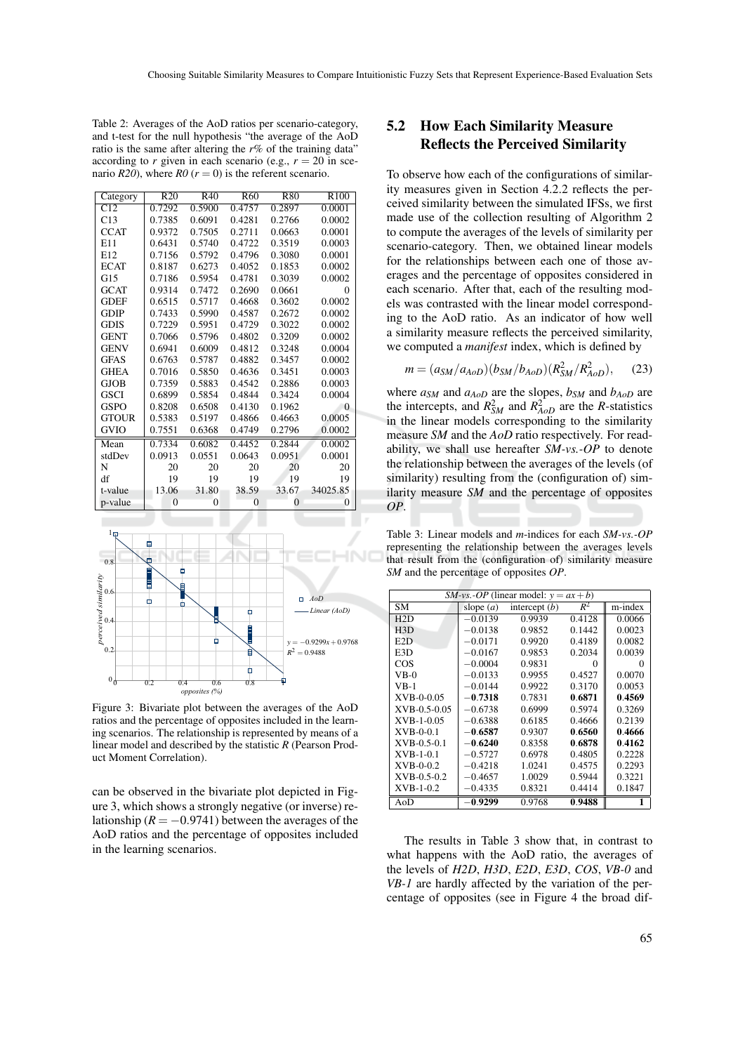Table 2: Averages of the AoD ratios per scenario-category, and t-test for the null hypothesis "the average of the AoD ratio is the same after altering the $r$% of the training data" according to $r$ given in each scenario (e.g., $r = 20$ in scenario *R20*), where *R0* ($r = 0$) is the referent scenario.

| Category | R20 | R40 | R60 | R80 | R100 |
|---|---|---|---|---|---|
| C12 | 0.7292 | 0.5900 | 0.4757 | 0.2897 | 0.0001 |
| C13 | 0.7385 | 0.6091 | 0.4281 | 0.2766 | 0.0002 |
| CCAT | 0.9372 | 0.7505 | 0.2711 | 0.0663 | 0.0001 |
| E11 | 0.6431 | 0.5740 | 0.4722 | 0.3519 | 0.0003 |
| E12 | 0.7156 | 0.5792 | 0.4796 | 0.3080 | 0.0001 |
| ECAT | 0.8187 | 0.6273 | 0.4052 | 0.1853 | 0.0002 |
| G15 | 0.7186 | 0.5954 | 0.4781 | 0.3039 | 0.0002 |
| GCAT | 0.9314 | 0.7472 | 0.2690 | 0.0661 | 0 |
| GDEF | 0.6515 | 0.5717 | 0.4668 | 0.3602 | 0.0002 |
| GDIP | 0.7433 | 0.5990 | 0.4587 | 0.2672 | 0.0002 |
| GDIS | 0.7229 | 0.5951 | 0.4729 | 0.3022 | 0.0002 |
| GENT | 0.7066 | 0.5796 | 0.4802 | 0.3209 | 0.0002 |
| GENV | 0.6941 | 0.6009 | 0.4812 | 0.3248 | 0.0004 |
| GFAS | 0.6763 | 0.5787 | 0.4882 | 0.3457 | 0.0002 |
| GHEA | 0.7016 | 0.5850 | 0.4636 | 0.3451 | 0.0003 |
| GJOB | 0.7359 | 0.5883 | 0.4542 | 0.2886 | 0.0003 |
| GSCI | 0.6899 | 0.5854 | 0.4844 | 0.3424 | 0.0004 |
| GSPO | 0.8208 | 0.6508 | 0.4130 | 0.1962 | 0 |
| GTOUR | 0.5383 | 0.5197 | 0.4866 | 0.4663 | 0.0005 |
| GVIO | 0.7551 | 0.6368 | 0.4749 | 0.2796 | 0.0002 |
| Mean | 0.7334 | 0.6082 | 0.4452 | 0.2844 | 0.0002 |
| stdDev | 0.0913 | 0.0551 | 0.0643 | 0.0951 | 0.0001 |
| N | 20 | 20 | 20 | 20 | 20 |
| df | 19 | 19 | 19 | 19 | 19 |
| t-value | 13.06 | 31.80 | 38.59 | 33.67 | 34025.85 |
| p-value | 0 | 0 | 0 | 0 | 0 |

Figure 3: Bivariate plot between the averages of the AoD ratios and the percentage of opposites included in the learning scenarios. The relationship is represented by means of a linear model and described by the statistic $R$ (Pearson Product Moment Correlation).

can be observed in the bivariate plot depicted in Figure 3, which shows a strongly negative (or inverse) relationship ($R = -0.9741$) between the averages of the AoD ratios and the percentage of opposites included in the learning scenarios.

## 5.2 How Each Similarity Measure Reflects the Perceived Similarity

To observe how each of the configurations of similarity measures given in Section 4.2.2 reflects the perceived similarity between the simulated IFSs, we first made use of the collection resulting of Algorithm 2 to compute the averages of the levels of similarity per scenario-category. Then, we obtained linear models for the relationships between each one of those averages and the percentage of opposites considered in each scenario. After that, each of the resulting models was contrasted with the linear model corresponding to the AoD ratio. As an indicator of how well a similarity measure reflects the perceived similarity, we computed a *manifest* index, which is defined by

$$m = (a_{SM}/a_{AoD})(b_{SM}/b_{AoD})(R^2_{SM}/R^2_{AoD}), \quad (23)$$

where $a_{SM}$ and $a_{AoD}$ are the slopes, $b_{SM}$ and $b_{AoD}$ are the intercepts, and $R^2_{SM}$ and $R^2_{AoD}$ are the $R$-statistics in the linear models corresponding to the similarity measure *SM* and the *AoD* ratio respectively. For readability, we shall use hereafter *SM-vs.-OP* to denote the relationship between the averages of the levels (of similarity) resulting from the (configuration of) similarity measure *SM* and the percentage of opposites *OP*.

Table 3: Linear models and $m$-indices for each *SM-vs.-OP* representing the relationship between the averages levels that result from the (configuration of) similarity measure *SM* and the percentage of opposites *OP*.

| SM | *SM-vs.-OP* (linear model: $y = ax+b$) slope ($a$) | intercept ($b$) | $R^2$ | m-index |
|---|---|---|---|---|
| H2D | −0.0139 | 0.9939 | 0.4128 | 0.0066 |
| H3D | −0.0138 | 0.9852 | 0.1442 | 0.0023 |
| E2D | −0.0171 | 0.9920 | 0.4189 | 0.0082 |
| E3D | −0.0167 | 0.9853 | 0.2034 | 0.0039 |
| COS | −0.0004 | 0.9831 | 0 | 0 |
| VB-0 | −0.0133 | 0.9955 | 0.4527 | 0.0070 |
| VB-1 | −0.0144 | 0.9922 | 0.3170 | 0.0053 |
| XVB-0-0.05 | **−0.7318** | 0.7831 | **0.6871** | **0.4569** |
| XVB-0.5-0.05 | −0.6738 | 0.6999 | 0.5974 | 0.3269 |
| XVB-1-0.05 | −0.6388 | 0.6185 | 0.4666 | 0.2139 |
| XVB-0-0.1 | **−0.6587** | 0.9307 | **0.6560** | **0.4666** |
| XVB-0.5-0.1 | **−0.6240** | 0.8358 | **0.6878** | **0.4162** |
| XVB-1-0.1 | −0.5727 | 0.6978 | 0.4805 | 0.2228 |
| XVB-0-0.2 | −0.4218 | 1.0241 | 0.4575 | 0.2293 |
| XVB-0.5-0.2 | −0.4657 | 1.0029 | 0.5944 | 0.3221 |
| XVB-1-0.2 | −0.4335 | 0.8321 | 0.4414 | 0.1847 |
| AoD | **−0.9299** | 0.9768 | **0.9488** | **1** |

The results in Table 3 show that, in contrast to what happens with the AoD ratio, the averages of the levels of *H2D*, *H3D*, *E2D*, *E3D*, *COS*, *VB-0* and *VB-1* are hardly affected by the variation of the percentage of opposites (see in Figure 4 the broad dif-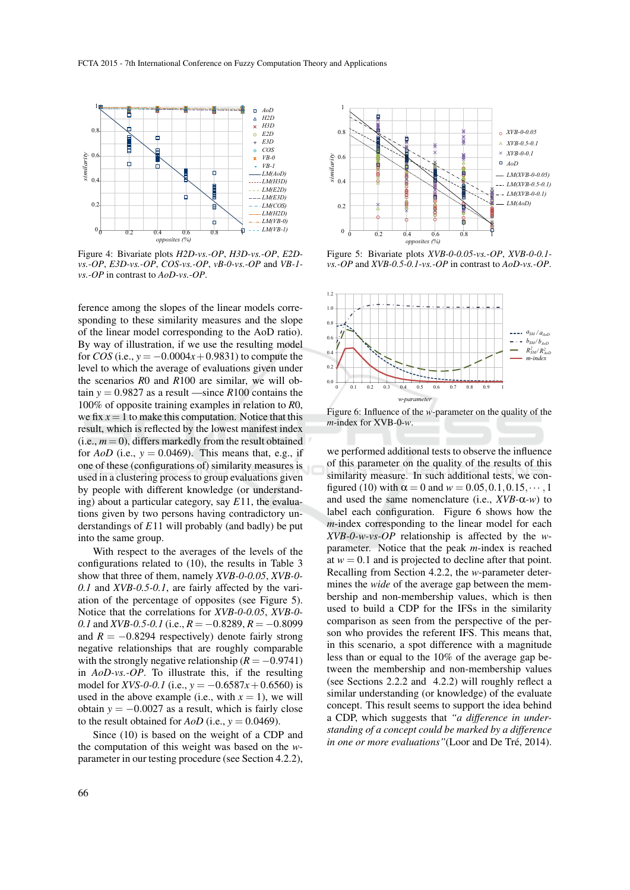Figure 4: Bivariate plots *H2D-vs.-OP*, *H3D-vs.-OP*, *E2D-vs.-OP*, *E3D-vs.-OP*, *COS-vs.-OP*, *vB-0-vs.-OP* and *VB-1-vs.-OP* in contrast to *AoD-vs.-OP*.

Figure 5: Bivariate plots *XVB-0-0.05-vs.-OP*, *XVB-0-0.1-vs.-OP* and *XVB-0.5-0.1-vs.-OP* in contrast to *AoD-vs.-OP*.

ference among the slopes of the linear models corresponding to these similarity measures and the slope of the linear model corresponding to the AoD ratio). By way of illustration, if we use the resulting model for *COS* (i.e., $y = -0.0004x + 0.9831$) to compute the level to which the average of evaluations given under the scenarios $R0$ and $R100$ are similar, we will obtain $y = 0.9827$ as a result —since $R100$ contains the 100% of opposite training examples in relation to $R0$, we fix $x = 1$ to make this computation. Notice that this result, which is reflected by the lowest manifest index (i.e., $m = 0$), differs markedly from the result obtained for *AoD* (i.e., $y = 0.0469$). This means that, e.g., if one of these (configurations of) similarity measures is used in a clustering process to group evaluations given by people with different knowledge (or understanding) about a particular category, say $E11$, the evaluations given by two persons having contradictory understandings of $E11$ will probably (and badly) be put into the same group.

With respect to the averages of the levels of the configurations related to (10), the results in Table 3 show that three of them, namely *XVB-0-0.05*, *XVB-0-0.1* and *XVB-0.5-0.1*, are fairly affected by the variation of the percentage of opposites (see Figure 5). Notice that the correlations for *XVB-0-0.05*, *XVB-0-0.1* and *XVB-0.5-0.1* (i.e., $R = -0.8289$, $R = -0.8099$ and $R = -0.8294$ respectively) denote fairly strong negative relationships that are roughly comparable with the strongly negative relationship ($R = -0.9741$) in *AoD-vs.-OP*. To illustrate this, if the resulting model for *XVS-0-0.1* (i.e., $y = -0.6587x + 0.6560$) is used in the above example (i.e., with $x = 1$), we will obtain $y = -0.0027$ as a result, which is fairly close to the result obtained for *AoD* (i.e., $y = 0.0469$).

Since (10) is based on the weight of a CDP and the computation of this weight was based on the $w$-parameter in our testing procedure (see Section 4.2.2), we performed additional tests to observe the influence of this parameter on the quality of the results of this similarity measure. In such additional tests, we configured (10) with $\alpha = 0$ and $w = 0.05, 0.1, 0.15, \cdots, 1$ and used the same nomenclature (i.e., *XVB-α-w*) to label each configuration. Figure 6 shows how the $m$-index corresponding to the linear model for each *XVB-0-w-vs-OP* relationship is affected by the $w$-parameter. Notice that the peak $m$-index is reached at $w = 0.1$ and is projected to decline after that point. Recalling from Section 4.2.2, the $w$-parameter determines the *wide* of the average gap between the membership and non-membership values, which is then used to build a CDP for the IFSs in the similarity comparison as seen from the perspective of the person who provides the referent IFS. This means that, in this scenario, a spot difference with a magnitude less than or equal to the 10% of the average gap between the membership and non-membership values (see Sections 2.2.2 and 4.2.2) will roughly reflect a similar understanding (or knowledge) of the evaluate concept. This result seems to support the idea behind a CDP, which suggests that *"a difference in understanding of a concept could be marked by a difference in one or more evaluations"*(Loor and De Tré, 2014).

Figure 6: Influence of the $w$-parameter on the quality of the $m$-index for XVB-0-$w$.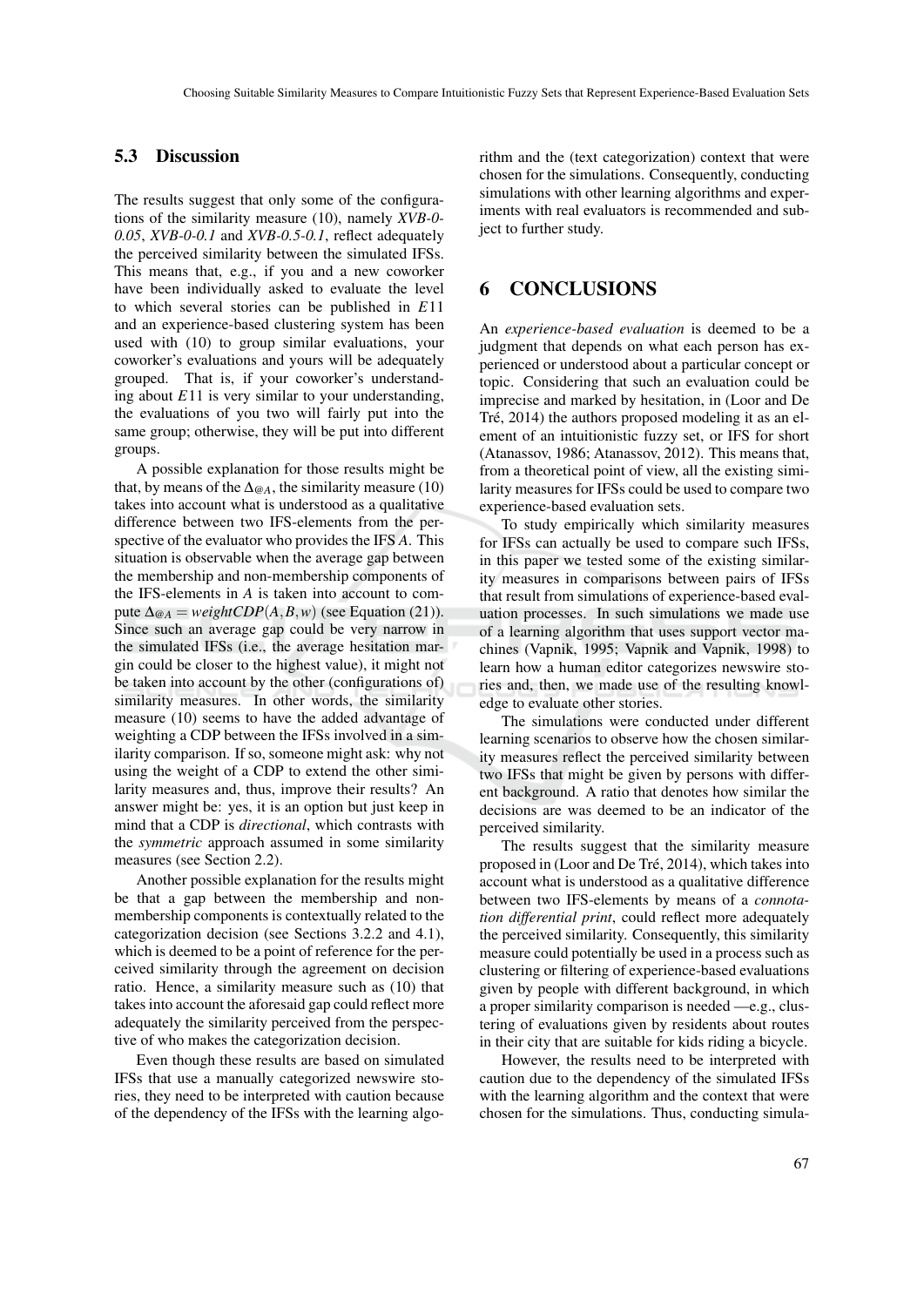### 5.3 Discussion

The results suggest that only some of the configurations of the similarity measure (10), namely *XVB-0-0.05*, *XVB-0-0.1* and *XVB-0.5-0.1*, reflect adequately the perceived similarity between the simulated IFSs. This means that, e.g., if you and a new coworker have been individually asked to evaluate the level to which several stories can be published in $E11$ and an experience-based clustering system has been used with (10) to group similar evaluations, your coworker's evaluations and yours will be adequately grouped. That is, if your coworker's understanding about $E11$ is very similar to your understanding, the evaluations of you two will fairly put into the same group; otherwise, they will be put into different groups.

A possible explanation for those results might be that, by means of the $\Delta_{@A}$, the similarity measure (10) takes into account what is understood as a qualitative difference between two IFS-elements from the perspective of the evaluator who provides the IFS $A$. This situation is observable when the average gap between the membership and non-membership components of the IFS-elements in $A$ is taken into account to compute $\Delta_{@A} = weightCDP(A, B, w)$ (see Equation (21)). Since such an average gap could be very narrow in the simulated IFSs (i.e., the average hesitation margin could be closer to the highest value), it might not be taken into account by the other (configurations of) similarity measures. In other words, the similarity measure (10) seems to have the added advantage of weighting a CDP between the IFSs involved in a similarity comparison. If so, someone might ask: why not using the weight of a CDP to extend the other similarity measures and, thus, improve their results? An answer might be: yes, it is an option but just keep in mind that a CDP is *directional*, which contrasts with the *symmetric* approach assumed in some similarity measures (see Section 2.2).

Another possible explanation for the results might be that a gap between the membership and non-membership components is contextually related to the categorization decision (see Sections 3.2.2 and 4.1), which is deemed to be a point of reference for the perceived similarity through the agreement on decision ratio. Hence, a similarity measure such as (10) that takes into account the aforesaid gap could reflect more adequately the similarity perceived from the perspective of who makes the categorization decision.

Even though these results are based on simulated IFSs that use a manually categorized newswire stories, they need to be interpreted with caution because of the dependency of the IFSs with the learning algorithm and the (text categorization) context that were chosen for the simulations. Consequently, conducting simulations with other learning algorithms and experiments with real evaluators is recommended and subject to further study.

## 6 CONCLUSIONS

An *experience-based evaluation* is deemed to be a judgment that depends on what each person has experienced or understood about a particular concept or topic. Considering that such an evaluation could be imprecise and marked by hesitation, in (Loor and De Tré, 2014) the authors proposed modeling it as an element of an intuitionistic fuzzy set, or IFS for short (Atanassov, 1986; Atanassov, 2012). This means that, from a theoretical point of view, all the existing similarity measures for IFSs could be used to compare two experience-based evaluation sets.

To study empirically which similarity measures for IFSs can actually be used to compare such IFSs, in this paper we tested some of the existing similarity measures in comparisons between pairs of IFSs that result from simulations of experience-based evaluation processes. In such simulations we made use of a learning algorithm that uses support vector machines (Vapnik, 1995; Vapnik and Vapnik, 1998) to learn how a human editor categorizes newswire stories and, then, we made use of the resulting knowledge to evaluate other stories.

The simulations were conducted under different learning scenarios to observe how the chosen similarity measures reflect the perceived similarity between two IFSs that might be given by persons with different background. A ratio that denotes how similar the decisions are was deemed to be an indicator of the perceived similarity.

The results suggest that the similarity measure proposed in (Loor and De Tré, 2014), which takes into account what is understood as a qualitative difference between two IFS-elements by means of a *connotation differential print*, could reflect more adequately the perceived similarity. Consequently, this similarity measure could potentially be used in a process such as clustering or filtering of experience-based evaluations given by people with different background, in which a proper similarity comparison is needed —e.g., clustering of evaluations given by residents about routes in their city that are suitable for kids riding a bicycle.

However, the results need to be interpreted with caution due to the dependency of the simulated IFSs with the learning algorithm and the context that were chosen for the simulations. Thus, conducting simula-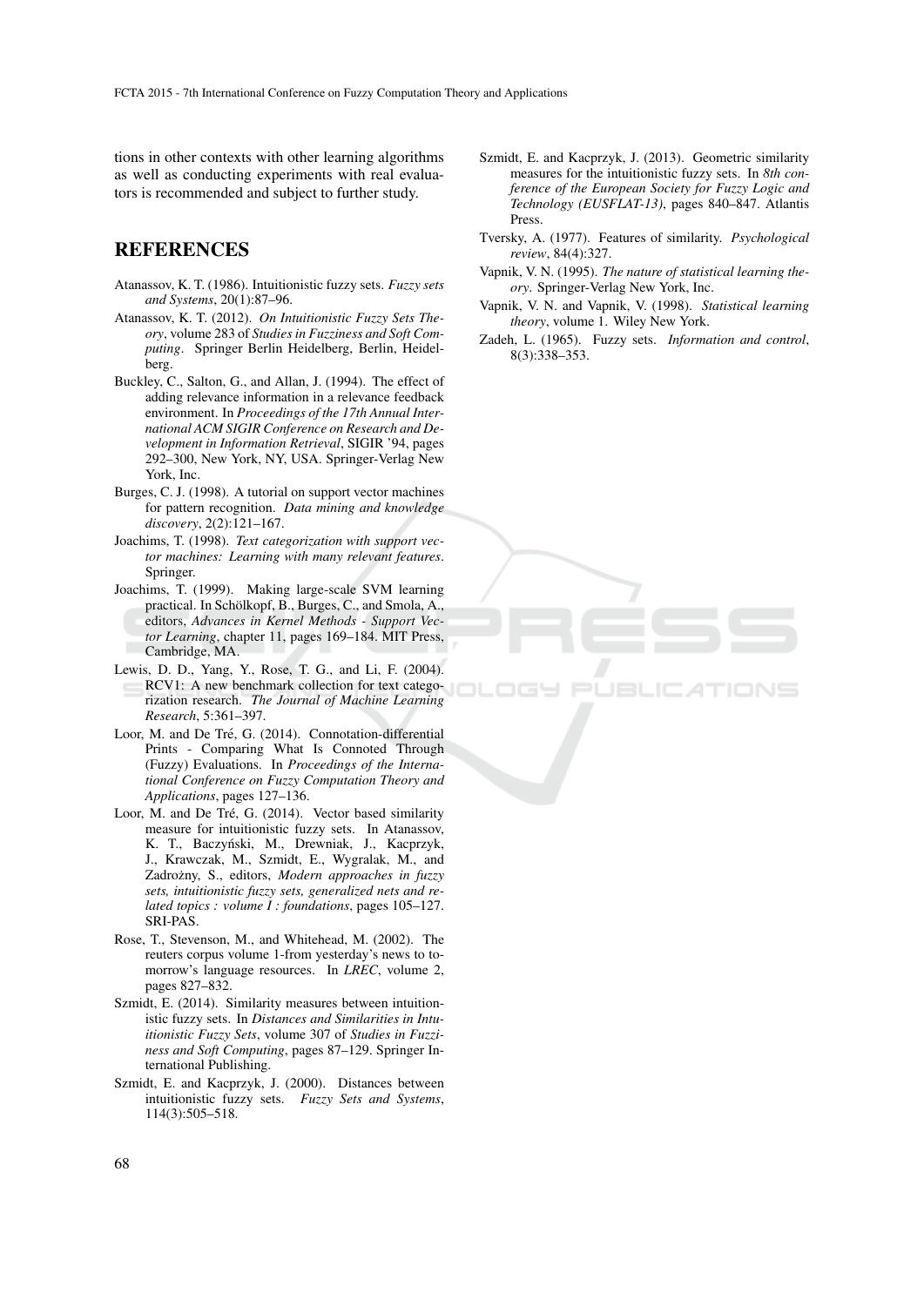tions in other contexts with other learning algorithms as well as conducting experiments with real evaluators is recommended and subject to further study.

## REFERENCES

Atanassov, K. T. (1986). Intuitionistic fuzzy sets. *Fuzzy sets and Systems*, 20(1):87–96.

Atanassov, K. T. (2012). *On Intuitionistic Fuzzy Sets Theory*, volume 283 of *Studies in Fuzziness and Soft Computing*. Springer Berlin Heidelberg, Berlin, Heidelberg.

Buckley, C., Salton, G., and Allan, J. (1994). The effect of adding relevance information in a relevance feedback environment. In *Proceedings of the 17th Annual International ACM SIGIR Conference on Research and Development in Information Retrieval*, SIGIR '94, pages 292–300, New York, NY, USA. Springer-Verlag New York, Inc.

Burges, C. J. (1998). A tutorial on support vector machines for pattern recognition. *Data mining and knowledge discovery*, 2(2):121–167.

Joachims, T. (1998). *Text categorization with support vector machines: Learning with many relevant features*. Springer.

Joachims, T. (1999). Making large-scale SVM learning practical. In Schölkopf, B., Burges, C., and Smola, A., editors, *Advances in Kernel Methods - Support Vector Learning*, chapter 11, pages 169–184. MIT Press, Cambridge, MA.

Lewis, D. D., Yang, Y., Rose, T. G., and Li, F. (2004). RCV1: A new benchmark collection for text categorization research. *The Journal of Machine Learning Research*, 5:361–397.

Loor, M. and De Tré, G. (2014). Connotation-differential Prints - Comparing What Is Connoted Through (Fuzzy) Evaluations. In *Proceedings of the International Conference on Fuzzy Computation Theory and Applications*, pages 127–136.

Loor, M. and De Tré, G. (2014). Vector based similarity measure for intuitionistic fuzzy sets. In Atanassov, K. T., Baczyński, M., Drewniak, J., Kacprzyk, J., Krawczak, M., Szmidt, E., Wygralak, M., and Zadrożny, S., editors, *Modern approaches in fuzzy sets, intuitionistic fuzzy sets, generalized nets and related topics : volume I : foundations*, pages 105–127. SRI-PAS.

Rose, T., Stevenson, M., and Whitehead, M. (2002). The reuters corpus volume 1-from yesterday's news to tomorrow's language resources. In *LREC*, volume 2, pages 827–832.

Szmidt, E. (2014). Similarity measures between intuitionistic fuzzy sets. In *Distances and Similarities in Intuitionistic Fuzzy Sets*, volume 307 of *Studies in Fuzziness and Soft Computing*, pages 87–129. Springer International Publishing.

Szmidt, E. and Kacprzyk, J. (2000). Distances between intuitionistic fuzzy sets. *Fuzzy Sets and Systems*, 114(3):505–518.

Szmidt, E. and Kacprzyk, J. (2013). Geometric similarity measures for the intuitionistic fuzzy sets. In *8th conference of the European Society for Fuzzy Logic and Technology (EUSFLAT-13)*, pages 840–847. Atlantis Press.

Tversky, A. (1977). Features of similarity. *Psychological review*, 84(4):327.

Vapnik, V. N. (1995). *The nature of statistical learning theory*. Springer-Verlag New York, Inc.

Vapnik, V. N. and Vapnik, V. (1998). *Statistical learning theory*, volume 1. Wiley New York.

Zadeh, L. (1965). Fuzzy sets. *Information and control*, 8(3):338–353.